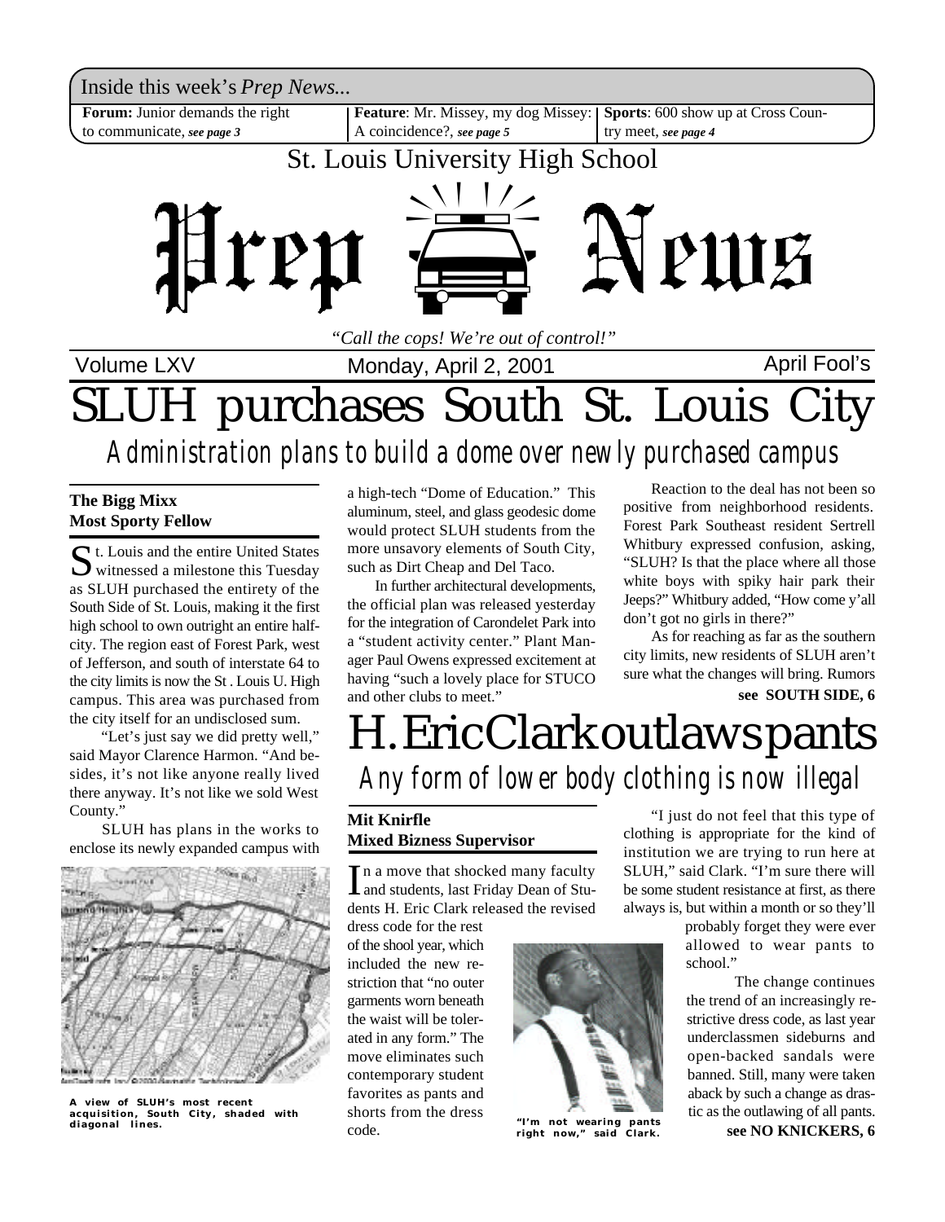Inside this week's *Prep News...*

**Forum:** Junior demands the right to communicate, *see page 3*

**Feature**: Mr. Missey, my dog Missey: A coincidence?, *see page 5*

**Sports**: 600 show up at Cross Country meet, *see page 4*

St. Louis University High School

# Prep News

*"Call the cops! We're out of control!"*

Volume LXV — Monday, April 2, 2001 — April Fool's

# SLUH purchases South St. Louis City

## Administration plans to build a dome over newly purchased campus

**The Bigg Mixx**
**Most Sporty Fellow**

St. Louis and the entire United States witnessed a milestone this Tuesday as SLUH purchased the entirety of the South Side of St. Louis, making it the first high school to own outright an entire half-city. The region east of Forest Park, west of Jefferson, and south of interstate 64 to the city limits is now the St . Louis U. High campus. This area was purchased from the city itself for an undisclosed sum.

"Let's just say we did pretty well," said Mayor Clarence Harmon. "And besides, it's not like anyone really lived there anyway. It's not like we sold West County."

SLUH has plans in the works to enclose its newly expanded campus with a high-tech "Dome of Education." This aluminum, steel, and glass geodesic dome would protect SLUH students from the more unsavory elements of South City, such as Dirt Cheap and Del Taco.

In further architectural developments, the official plan was released yesterday for the integration of Carondelet Park into a "student activity center." Plant Manager Paul Owens expressed excitement at having "such a lovely place for STUCO and other clubs to meet."

Reaction to the deal has not been so positive from neighborhood residents. Forest Park Southeast resident Sertrell Whitbury expressed confusion, asking, "SLUH? Is that the place where all those white boys with spiky hair park their Jeeps?" Whitbury added, "How come y'all don't got no girls in there?"

As for reaching as far as the southern city limits, new residents of SLUH aren't sure what the changes will bring. Rumors

**see SOUTH SIDE, 6**

**A view of SLUH's most recent acquisition, South City, shaded with diagonal lines.**

# H. Eric Clark outlaws pants

## Any form of lower body clothing is now illegal

**Mit Knirfle**
**Mixed Bizness Supervisor**

In a move that shocked many faculty and students, last Friday Dean of Students H. Eric Clark released the revised dress code for the rest of the shool year, which included the new restriction that "no outer garments worn beneath the waist will be tolerated in any form." The move eliminates such contemporary student favorites as pants and shorts from the dress code.

"I just do not feel that this type of clothing is appropriate for the kind of institution we are trying to run here at SLUH," said Clark. "I'm sure there will be some student resistance at first, as there always is, but within a month or so they'll probably forget they were ever allowed to wear pants to school."

The change continues the trend of an increasingly restrictive dress code, as last year underclassmen sideburns and open-backed sandals were banned. Still, many were taken aback by such a change as drastic as the outlawing of all pants.

**see NO KNICKERS, 6**

**"I'm not wearing pants right now," said Clark.**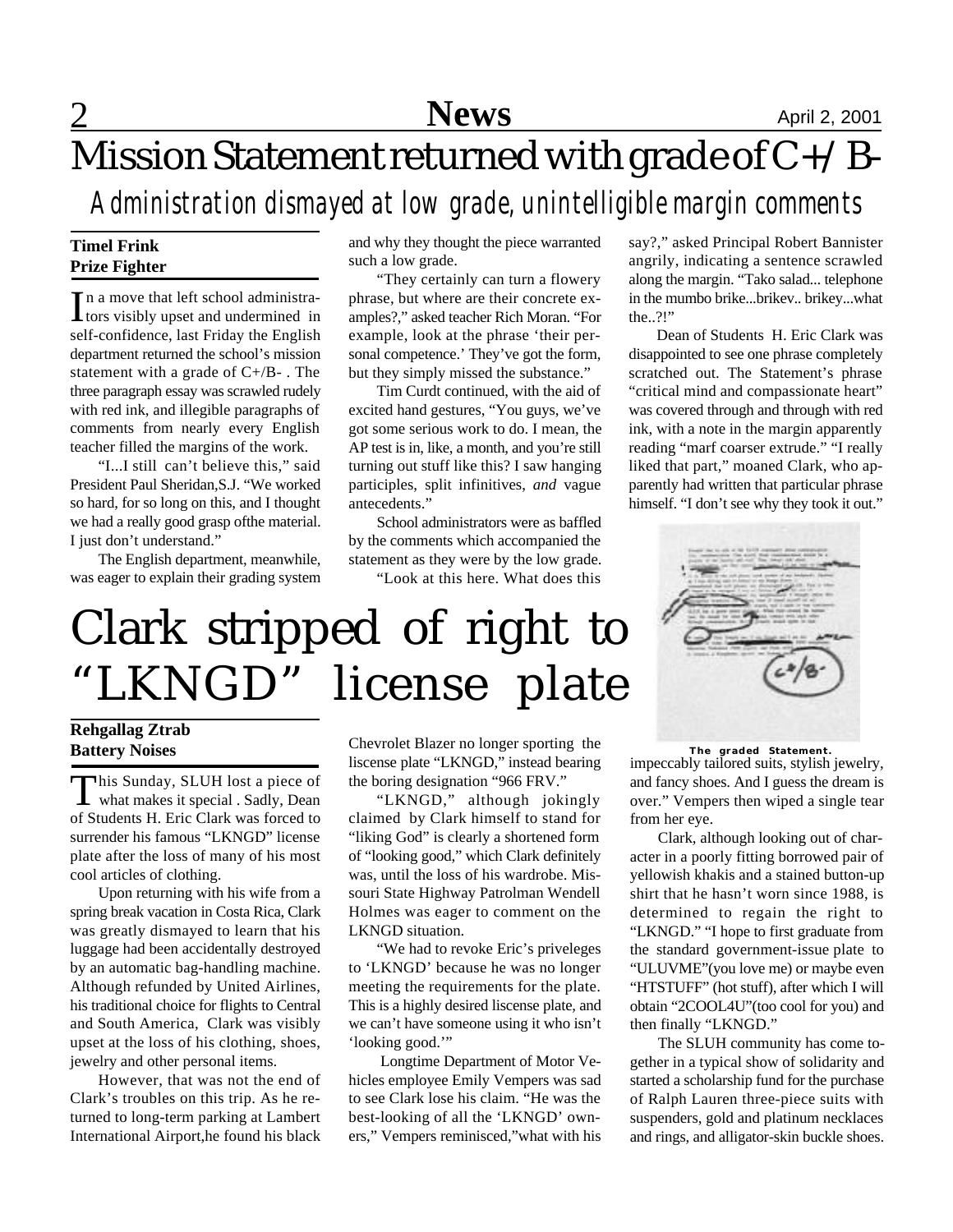# Mission Statement returned with grade of C+/B-

## *Administration dismayed at low grade, unintelligible margin comments*

**Timel Frink**
**Prize Fighter**

In a move that left school administrators visibly upset and undermined in self-confidence, last Friday the English department returned the school's mission statement with a grade of C+/B- . The three paragraph essay was scrawled rudely with red ink, and illegible paragraphs of comments from nearly every English teacher filled the margins of the work.

"I...I still can't believe this," said President Paul Sheridan,S.J. "We worked so hard, for so long on this, and I thought we had a really good grasp ofthe material. I just don't understand."

The English department, meanwhile, was eager to explain their grading system and why they thought the piece warranted such a low grade.

"They certainly can turn a flowery phrase, but where are their concrete examples?," asked teacher Rich Moran. "For example, look at the phrase 'their personal competence.' They've got the form, but they simply missed the substance."

Tim Curdt continued, with the aid of excited hand gestures, "You guys, we've got some serious work to do. I mean, the AP test is in, like, a month, and you're still turning out stuff like this? I saw hanging participles, split infinitives, *and* vague antecedents."

School administrators were as baffled by the comments which accompanied the statement as they were by the low grade.

"Look at this here. What does this say?," asked Principal Robert Bannister angrily, indicating a sentence scrawled along the margin. "Tako salad... telephone in the mumbo brike...brikev.. brikey...what the..?!"

Dean of Students H. Eric Clark was disappointed to see one phrase completely scratched out. The Statement's phrase "critical mind and compassionate heart" was covered through and through with red ink, with a note in the margin apparently reading "marf coarser extrude." "I really liked that part," moaned Clark, who apparently had written that particular phrase himself. "I don't see why they took it out."

**The graded Statement.**

# Clark stripped of right to "LKNGD" license plate

**Rehgallag Ztrab**
**Battery Noises**

This Sunday, SLUH lost a piece of what makes it special . Sadly, Dean of Students H. Eric Clark was forced to surrender his famous "LKNGD" license plate after the loss of many of his most cool articles of clothing.

Upon returning with his wife from a spring break vacation in Costa Rica, Clark was greatly dismayed to learn that his luggage had been accidentally destroyed by an automatic bag-handling machine. Although refunded by United Airlines, his traditional choice for flights to Central and South America, Clark was visibly upset at the loss of his clothing, shoes, jewelry and other personal items.

However, that was not the end of Clark's troubles on this trip. As he returned to long-term parking at Lambert International Airport,he found his black Chevrolet Blazer no longer sporting the liscense plate "LKNGD," instead bearing the boring designation "966 FRV."

"LKNGD," although jokingly claimed by Clark himself to stand for "liking God" is clearly a shortened form of "looking good," which Clark definitely was, until the loss of his wardrobe. Missouri State Highway Patrolman Wendell Holmes was eager to comment on the LKNGD situation.

"We had to revoke Eric's priveleges to 'LKNGD' because he was no longer meeting the requirements for the plate. This is a highly desired liscense plate, and we can't have someone using it who isn't 'looking good.'"

Longtime Department of Motor Vehicles employee Emily Vempers was sad to see Clark lose his claim. "He was the best-looking of all the 'LKNGD' owners," Vempers reminisced,"what with his impeccably tailored suits, stylish jewelry, and fancy shoes. And I guess the dream is over." Vempers then wiped a single tear from her eye.

Clark, although looking out of character in a poorly fitting borrowed pair of yellowish khakis and a stained button-up shirt that he hasn't worn since 1988, is determined to regain the right to "LKNGD." "I hope to first graduate from the standard government-issue plate to "ULUVME"(you love me) or maybe even "HTSTUFF" (hot stuff), after which I will obtain "2COOL4U"(too cool for you) and then finally "LKNGD."

The SLUH community has come together in a typical show of solidarity and started a scholarship fund for the purchase of Ralph Lauren three-piece suits with suspenders, gold and platinum necklaces and rings, and alligator-skin buckle shoes.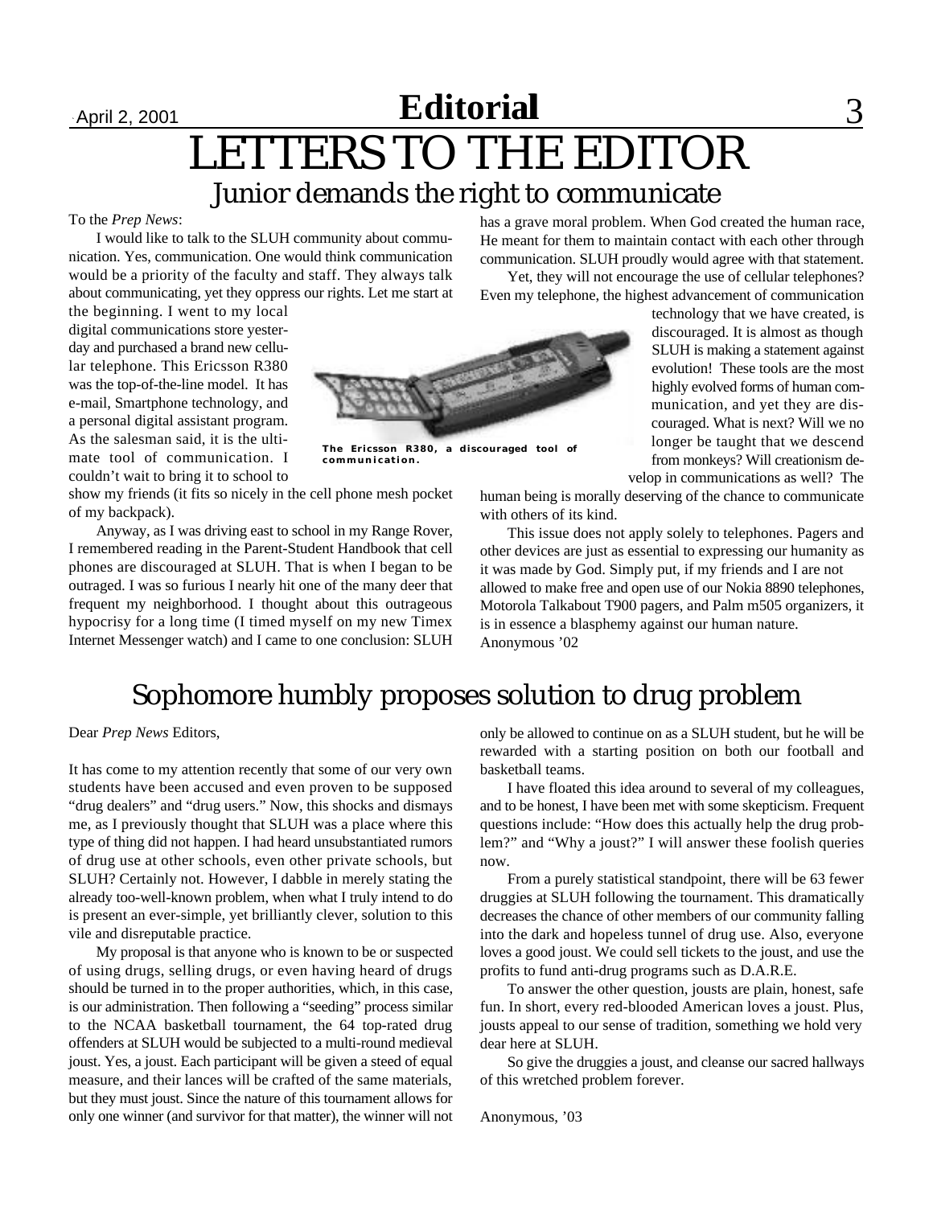# LETTERS TO THE EDITOR

## Junior demands the right to communicate

To the *Prep News*:

I would like to talk to the SLUH community about communication. Yes, communication. One would think communication would be a priority of the faculty and staff. They always talk about communicating, yet they oppress our rights. Let me start at the beginning. I went to my local digital communications store yesterday and purchased a brand new cellular telephone. This Ericsson R380 was the top-of-the-line model. It has e-mail, Smartphone technology, and a personal digital assistant program. As the salesman said, it is the ultimate tool of communication. I couldn't wait to bring it to school to show my friends (it fits so nicely in the cell phone mesh pocket of my backpack).

**The Ericsson R380, a discouraged tool of communication.**

Anyway, as I was driving east to school in my Range Rover, I remembered reading in the Parent-Student Handbook that cell phones are discouraged at SLUH. That is when I began to be outraged. I was so furious I nearly hit one of the many deer that frequent my neighborhood. I thought about this outrageous hypocrisy for a long time (I timed myself on my new Timex Internet Messenger watch) and I came to one conclusion: SLUH has a grave moral problem. When God created the human race, He meant for them to maintain contact with each other through communication. SLUH proudly would agree with that statement.

Yet, they will not encourage the use of cellular telephones? Even my telephone, the highest advancement of communication technology that we have created, is discouraged. It is almost as though SLUH is making a statement against evolution! These tools are the most highly evolved forms of human communication, and yet they are discouraged. What is next? Will we no longer be taught that we descend from monkeys? Will creationism develop in communications as well? The human being is morally deserving of the chance to communicate with others of its kind.

This issue does not apply solely to telephones. Pagers and other devices are just as essential to expressing our humanity as it was made by God. Simply put, if my friends and I are not allowed to make free and open use of our Nokia 8890 telephones, Motorola Talkabout T900 pagers, and Palm m505 organizers, it is in essence a blasphemy against our human nature.

Anonymous '02

## Sophomore humbly proposes solution to drug problem

Dear *Prep News* Editors,

It has come to my attention recently that some of our very own students have been accused and even proven to be supposed "drug dealers" and "drug users." Now, this shocks and dismays me, as I previously thought that SLUH was a place where this type of thing did not happen. I had heard unsubstantiated rumors of drug use at other schools, even other private schools, but SLUH? Certainly not. However, I dabble in merely stating the already too-well-known problem, when what I truly intend to do is present an ever-simple, yet brilliantly clever, solution to this vile and disreputable practice.

My proposal is that anyone who is known to be or suspected of using drugs, selling drugs, or even having heard of drugs should be turned in to the proper authorities, which, in this case, is our administration. Then following a "seeding" process similar to the NCAA basketball tournament, the 64 top-rated drug offenders at SLUH would be subjected to a multi-round medieval joust. Yes, a joust. Each participant will be given a steed of equal measure, and their lances will be crafted of the same materials, but they must joust. Since the nature of this tournament allows for only one winner (and survivor for that matter), the winner will not only be allowed to continue on as a SLUH student, but he will be rewarded with a starting position on both our football and basketball teams.

I have floated this idea around to several of my colleagues, and to be honest, I have been met with some skepticism. Frequent questions include: "How does this actually help the drug problem?" and "Why a joust?" I will answer these foolish queries now.

From a purely statistical standpoint, there will be 63 fewer druggies at SLUH following the tournament. This dramatically decreases the chance of other members of our community falling into the dark and hopeless tunnel of drug use. Also, everyone loves a good joust. We could sell tickets to the joust, and use the profits to fund anti-drug programs such as D.A.R.E.

To answer the other question, jousts are plain, honest, safe fun. In short, every red-blooded American loves a joust. Plus, jousts appeal to our sense of tradition, something we hold very dear here at SLUH.

So give the druggies a joust, and cleanse our sacred hallways of this wretched problem forever.

Anonymous, '03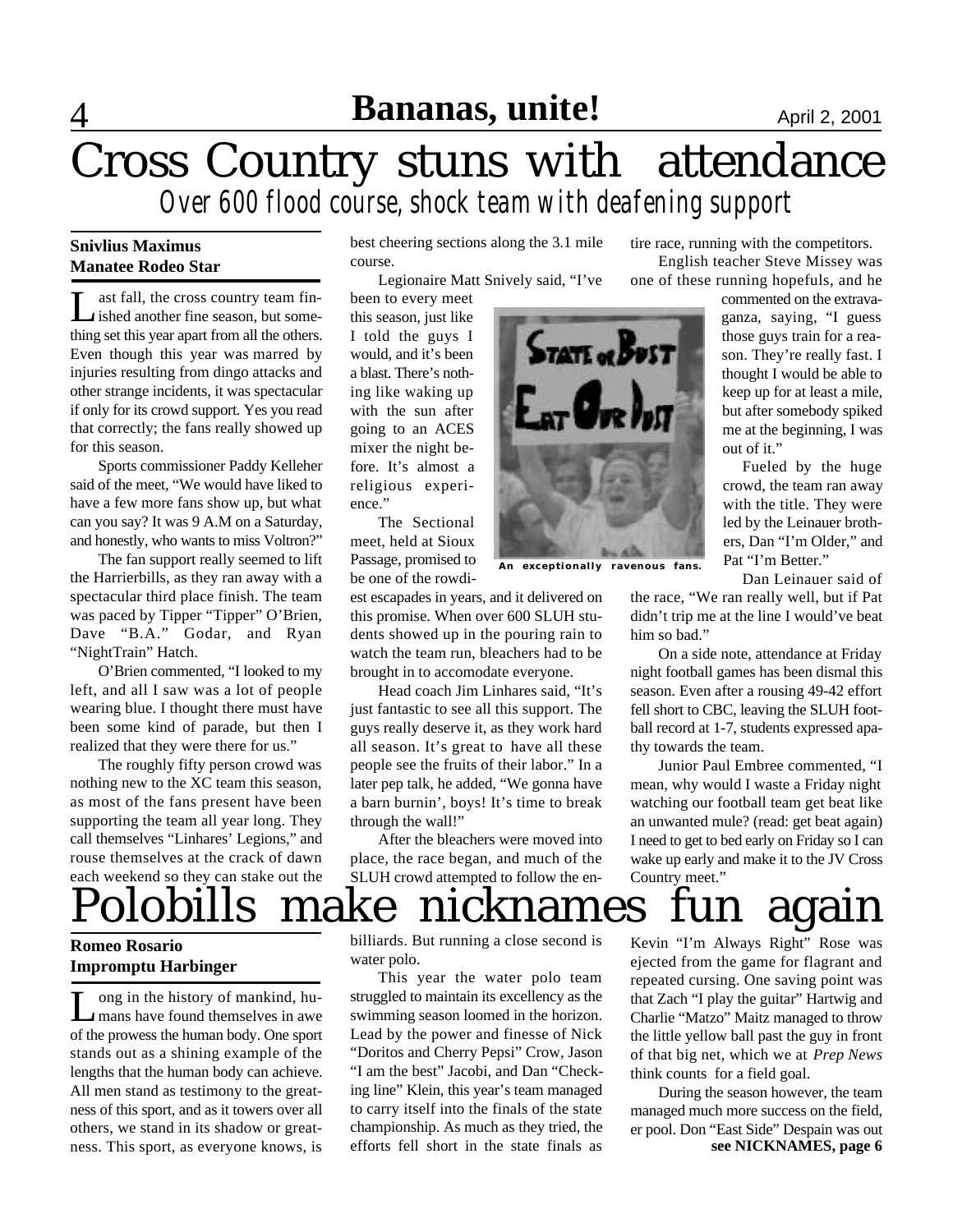# Cross Country stuns with attendance

## Over 600 flood course, shock team with deafening support

**Snivlius Maximus**
**Manatee Rodeo Star**

Last fall, the cross country team finished another fine season, but something set this year apart from all the others. Even though this year was marred by injuries resulting from dingo attacks and other strange incidents, it was spectacular if only for its crowd support. Yes you read that correctly; the fans really showed up for this season.

Sports commissioner Paddy Kelleher said of the meet, "We would have liked to have a few more fans show up, but what can you say? It was 9 A.M on a Saturday, and honestly, who wants to miss Voltron?"

The fan support really seemed to lift the Harrierbills, as they ran away with a spectacular third place finish. The team was paced by Tipper "Tipper" O'Brien, Dave "B.A." Godar, and Ryan "NightTrain" Hatch.

O'Brien commented, "I looked to my left, and all I saw was a lot of people wearing blue. I thought there must have been some kind of parade, but then I realized that they were there for us."

The roughly fifty person crowd was nothing new to the XC team this season, as most of the fans present have been supporting the team all year long. They call themselves "Linhares' Legions," and rouse themselves at the crack of dawn each weekend so they can stake out the best cheering sections along the 3.1 mile course.

Legionaire Matt Snively said, "I've been to every meet this season, just like I told the guys I would, and it's been a blast. There's nothing like waking up with the sun after going to an ACES mixer the night before. It's almost a religious experience."

An exceptionally ravenous fans.

The Sectional meet, held at Sioux Passage, promised to be one of the rowdiest escapades in years, and it delivered on this promise. When over 600 SLUH students showed up in the pouring rain to watch the team run, bleachers had to be brought in to accomodate everyone.

Head coach Jim Linhares said, "It's just fantastic to see all this support. The guys really deserve it, as they work hard all season. It's great to have all these people see the fruits of their labor." In a later pep talk, he added, "We gonna have a barn burnin', boys! It's time to break through the wall!"

After the bleachers were moved into place, the race began, and much of the SLUH crowd attempted to follow the entire race, running with the competitors.

English teacher Steve Missey was one of these running hopefuls, and he commented on the extravaganza, saying, "I guess those guys train for a reason. They're really fast. I thought I would be able to keep up for at least a mile, but after somebody spiked me at the beginning, I was out of it."

Fueled by the huge crowd, the team ran away with the title. They were led by the Leinauer brothers, Dan "I'm Older," and Pat "I'm Better."

Dan Leinauer said of the race, "We ran really well, but if Pat didn't trip me at the line I would've beat him so bad."

On a side note, attendance at Friday night football games has been dismal this season. Even after a rousing 49-42 effort fell short to CBC, leaving the SLUH football record at 1-7, students expressed apathy towards the team.

Junior Paul Embree commented, "I mean, why would I waste a Friday night watching our football team get beat like an unwanted mule? (read: get beat again) I need to get to bed early on Friday so I can wake up early and make it to the JV Cross Country meet."

# Polobills make nicknames fun again

**Romeo Rosario**
**Impromptu Harbinger**

Long in the history of mankind, humans have found themselves in awe of the prowess the human body. One sport stands out as a shining example of the lengths that the human body can achieve. All men stand as testimony to the greatness of this sport, and as it towers over all others, we stand in its shadow or greatness. This sport, as everyone knows, is billiards. But running a close second is water polo.

This year the water polo team struggled to maintain its excellency as the swimming season loomed in the horizon. Lead by the power and finesse of Nick "Doritos and Cherry Pepsi" Crow, Jason "I am the best" Jacobi, and Dan "Checking line" Klein, this year's team managed to carry itself into the finals of the state championship. As much as they tried, the efforts fell short in the state finals as Kevin "I'm Always Right" Rose was ejected from the game for flagrant and repeated cursing. One saving point was that Zach "I play the guitar" Hartwig and Charlie "Matzo" Maitz managed to throw the little yellow ball past the guy in front of that big net, which we at *Prep News* think counts for a field goal.

During the season however, the team managed much more success on the field, er pool. Don "East Side" Despain was out

**see NICKNAMES, page 6**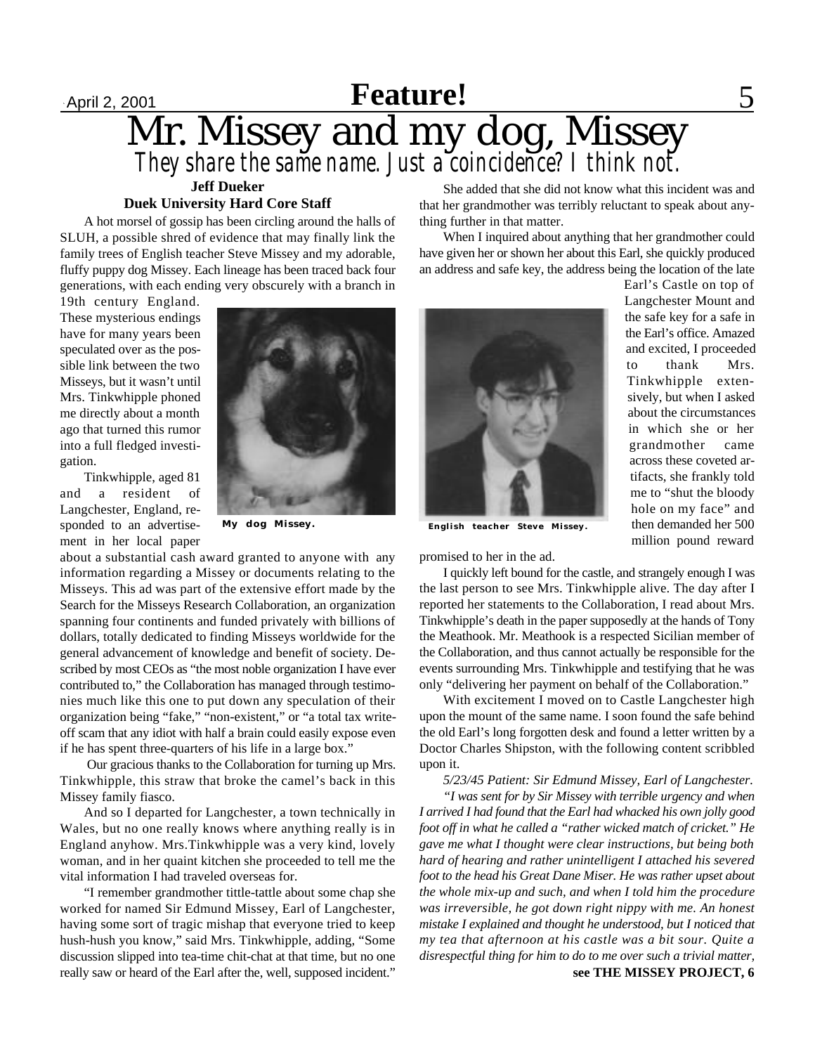# Mr. Missey and my dog, Missey

## *They share the same name. Just a coincidence? I think not.*

**Jeff Dueker**
**Duek University Hard Core Staff**

A hot morsel of gossip has been circling around the halls of SLUH, a possible shred of evidence that may finally link the family trees of English teacher Steve Missey and my adorable, fluffy puppy dog Missey. Each lineage has been traced back four generations, with each ending very obscurely with a branch in 19th century England. These mysterious endings have for many years been speculated over as the possible link between the two Misseys, but it wasn't until Mrs. Tinkwhipple phoned me directly about a month ago that turned this rumor into a full fledged investigation.

Tinkwhipple, aged 81 and a resident of Langchester, England, responded to an advertisement in her local paper about a substantial cash award granted to anyone with any information regarding a Missey or documents relating to the Misseys. This ad was part of the extensive effort made by the Search for the Misseys Research Collaboration, an organization spanning four continents and funded privately with billions of dollars, totally dedicated to finding Misseys worldwide for the general advancement of knowledge and benefit of society. Described by most CEOs as "the most noble organization I have ever contributed to," the Collaboration has managed through testimonies much like this one to put down any speculation of their organization being "fake," "non-existent," or "a total tax write-off scam that any idiot with half a brain could easily expose even if he has spent three-quarters of his life in a large box."

My dog Missey.

Our gracious thanks to the Collaboration for turning up Mrs. Tinkwhipple, this straw that broke the camel's back in this Missey family fiasco.

And so I departed for Langchester, a town technically in Wales, but no one really knows where anything really is in England anyhow. Mrs.Tinkwhipple was a very kind, lovely woman, and in her quaint kitchen she proceeded to tell me the vital information I had traveled overseas for.

"I remember grandmother tittle-tattle about some chap she worked for named Sir Edmund Missey, Earl of Langchester, having some sort of tragic mishap that everyone tried to keep hush-hush you know," said Mrs. Tinkwhipple, adding, "Some discussion slipped into tea-time chit-chat at that time, but no one really saw or heard of the Earl after the, well, supposed incident."

She added that she did not know what this incident was and that her grandmother was terribly reluctant to speak about anything further in that matter.

When I inquired about anything that her grandmother could have given her or shown her about this Earl, she quickly produced an address and safe key, the address being the location of the late Earl's Castle on top of Langchester Mount and the safe key for a safe in the Earl's office. Amazed and excited, I proceeded to thank Mrs. Tinkwhipple extensively, but when I asked about the circumstances in which she or her grandmother came across these coveted artifacts, she frankly told me to "shut the bloody hole on my face" and then demanded her 500 million pound reward promised to her in the ad.

English teacher Steve Missey.

I quickly left bound for the castle, and strangely enough I was the last person to see Mrs. Tinkwhipple alive. The day after I reported her statements to the Collaboration, I read about Mrs. Tinkwhipple's death in the paper supposedly at the hands of Tony the Meathook. Mr. Meathook is a respected Sicilian member of the Collaboration, and thus cannot actually be responsible for the events surrounding Mrs. Tinkwhipple and testifying that he was only "delivering her payment on behalf of the Collaboration."

With excitement I moved on to Castle Langchester high upon the mount of the same name. I soon found the safe behind the old Earl's long forgotten desk and found a letter written by a Doctor Charles Shipston, with the following content scribbled upon it.

*5/23/45 Patient: Sir Edmund Missey, Earl of Langchester.*

*"I was sent for by Sir Missey with terrible urgency and when I arrived I had found that the Earl had whacked his own jolly good foot off in what he called a "rather wicked match of cricket." He gave me what I thought were clear instructions, but being both hard of hearing and rather unintelligent I attached his severed foot to the head his Great Dane Miser. He was rather upset about the whole mix-up and such, and when I told him the procedure was irreversible, he got down right nippy with me. An honest mistake I explained and thought he understood, but I noticed that my tea that afternoon at his castle was a bit sour. Quite a disrespectful thing for him to do to me over such a trivial matter,*

**see THE MISSEY PROJECT, 6**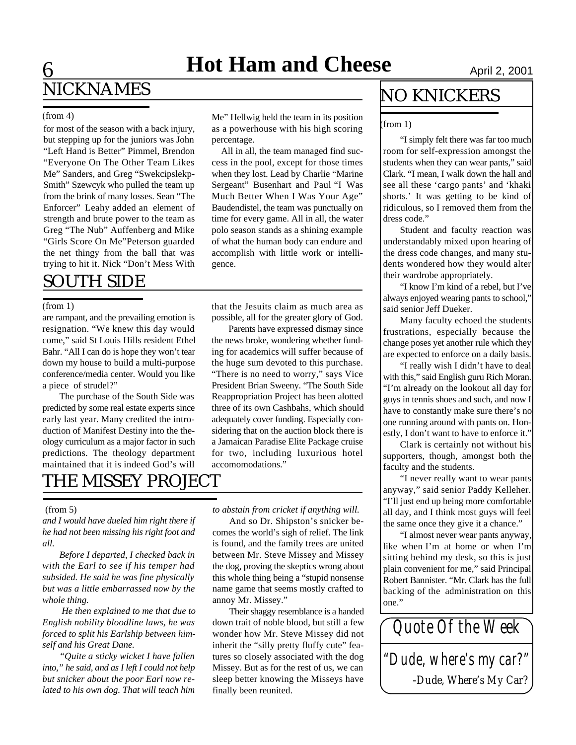# Hot Ham and Cheese

## NICKNAMES

(from 4)

for most of the season with a back injury, but stepping up for the juniors was John "Left Hand is Better" Pimmel, Brendon "Everyone On The Other Team Likes Me" Sanders, and Greg "Swekcipslekp-Smith" Szewcyk who pulled the team up from the brink of many losses. Sean "The Enforcer" Leahy added an element of strength and brute power to the team as Greg "The Nub" Auffenberg and Mike "Girls Score On Me"Peterson guarded the net thingy from the ball that was trying to hit it. Nick "Don't Mess With Me" Hellwig held the team in its position as a powerhouse with his high scoring percentage.

All in all, the team managed find success in the pool, except for those times when they lost. Lead by Charlie "Marine Sergeant" Busenhart and Paul "I Was Much Better When I Was Your Age" Baudendistel, the team was punctually on time for every game. All in all, the water polo season stands as a shining example of what the human body can endure and accomplish with little work or intelligence.

## SOUTH SIDE

(from 1)

are rampant, and the prevailing emotion is resignation. "We knew this day would come," said St Louis Hills resident Ethel Bahr. "All I can do is hope they won't tear down my house to build a multi-purpose conference/media center. Would you like a piece of strudel?"

The purchase of the South Side was predicted by some real estate experts since early last year. Many credited the introduction of Manifest Destiny into the theology curriculum as a major factor in such predictions. The theology department maintained that it is indeed God's will that the Jesuits claim as much area as possible, all for the greater glory of God.

Parents have expressed dismay since the news broke, wondering whether funding for academics will suffer because of the huge sum devoted to this purchase. "There is no need to worry," says Vice President Brian Sweeny. "The South Side Reappropriation Project has been alotted three of its own Cashbahs, which should adequately cover funding. Especially considering that on the auction block there is a Jamaican Paradise Elite Package cruise for two, including luxurious hotel accomomodations."

## THE MISSEY PROJECT

(from 5)

*and I would have dueled him right there if he had not been missing his right foot and all.*

*Before I departed, I checked back in with the Earl to see if his temper had subsided. He said he was fine physically but was a little embarrassed now by the whole thing.*

*He then explained to me that due to English nobility bloodline laws, he was forced to split his Earlship between himself and his Great Dane.*

*"Quite a sticky wicket I have fallen into," he said, and as I left I could not help but snicker about the poor Earl now related to his own dog. That will teach him to abstain from cricket if anything will.*

And so Dr. Shipston's snicker becomes the world's sigh of relief. The link is found, and the family trees are united between Mr. Steve Missey and Missey the dog, proving the skeptics wrong about this whole thing being a "stupid nonsense name game that seems mostly crafted to annoy Mr. Missey."

Their shaggy resemblance is a handed down trait of noble blood, but still a few wonder how Mr. Steve Missey did not inherit the "silly pretty fluffy cute" features so closely associated with the dog Missey. But as for the rest of us, we can sleep better knowing the Misseys have finally been reunited.

## NO KNICKERS

(from 1)

"I simply felt there was far too much room for self-expression amongst the students when they can wear pants," said Clark. "I mean, I walk down the hall and see all these 'cargo pants' and 'khaki shorts.' It was getting to be kind of ridiculous, so I removed them from the dress code."

Student and faculty reaction was understandably mixed upon hearing of the dress code changes, and many students wondered how they would alter their wardrobe appropriately.

"I know I'm kind of a rebel, but I've always enjoyed wearing pants to school," said senior Jeff Dueker.

Many faculty echoed the students frustrations, especially because the change poses yet another rule which they are expected to enforce on a daily basis.

"I really wish I didn't have to deal with this," said English guru Rich Moran. "I'm already on the lookout all day for guys in tennis shoes and such, and now I have to constantly make sure there's no one running around with pants on. Honestly, I don't want to have to enforce it."

Clark is certainly not without his supporters, though, amongst both the faculty and the students.

"I never really want to wear pants anyway," said senior Paddy Kelleher. "I'll just end up being more comfortable all day, and I think most guys will feel the same once they give it a chance."

"I almost never wear pants anyway, like when I'm at home or when I'm sitting behind my desk, so this is just plain convenient for me," said Principal Robert Bannister. "Mr. Clark has the full backing of the administration on this one."

## Quote Of the Week

"Dude, where's my car?"

-Dude, Where's My Car?